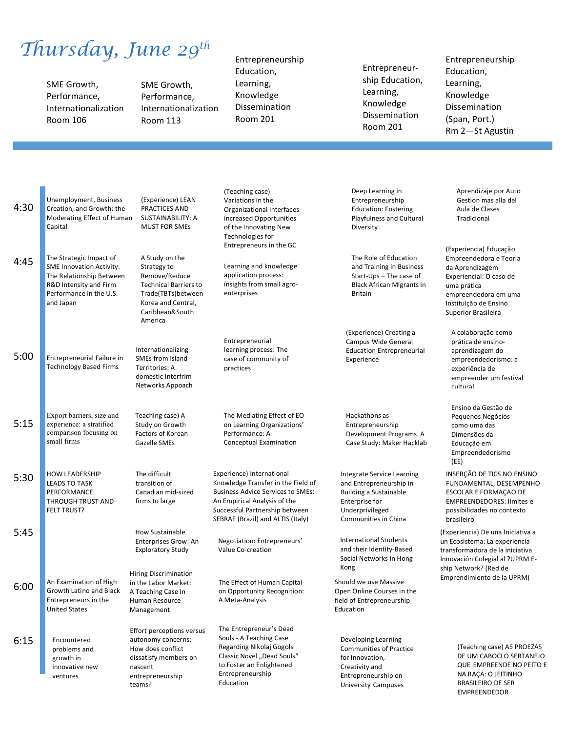# *Thursday, June 29th*

| | SME Growth, Performance, Internationalization Room 106 | SME Growth, Performance, Internationalization Room 113 | Entrepreneurship Education, Learning, Knowledge Dissemination Room 201 | Entrepreneur-ship Education, Learning, Knowledge Dissemination Room 201 | Entrepreneurship Education, Learning, Knowledge Dissemination (Span, Port.) Rm 2—St Agustin |
|---|---|---|---|---|---|
| 4:30 | Unemployment, Business Creation, and Growth: the Moderating Effect of Human Capital | (Experience) LEAN PRACTICES AND SUSTAINABILITY: A MUST FOR SMEs | (Teaching case) Variations in the Organizational Interfaces increased Opportunities of the Innovating New Technologies for Entrepreneurs in the GC | Deep Learning in Entrepreneurship Education: Fostering Playfulness and Cultural Diversity | Aprendizaje por Auto Gestion mas alla del Aula de Clases Tradicional |
| 4:45 | The Strategic Impact of SME Innovation Activity: The Relationship Between R&D Intensity and Firm Performance in the U.S. and Japan | A Study on the Strategy to Remove/Reduce Technical Barriers to Trade(TBTs)between Korea and Central, Caribbean&South America | Learning and knowledge application process: insights from small agro-enterprises | The Role of Education and Training in Business Start-Ups – The case of Black African Migrants in Britain | (Experiencia) Educação Empreendedora e Teoria da Aprendizagem Experiencial: O caso de uma prática empreendedora em uma Instituição de Ensino Superior Brasileira |
| 5:00 | Entrepreneurial Failure in Technology Based Firms | Internationalizing SMEs from Island Territories: A domestic Interfirm Networks Appoach | Entrepreneurial learning process: The case of community of practices | (Experience) Creating a Campus Wide General Education Entrepreneurial Experience | A colaboração como prática de ensino-aprendizagem do empreendedorismo: a experiência de empreender um festival cultural |
| 5:15 | Export barriers, size and experience: a stratified comparison focusing on small firms | Teaching case) A Study on Growth Factors of Korean Gazelle SMEs | The Mediating Effect of EO on Learning Organizations' Performance: A Conceptual Examination | Hackathons as Entrepreneurship Development Programs. A Case Study: Maker Hacklab | Ensino da Gestão de Pequenos Negócios como uma das Dimensões da Educação em Empreendedorismo (EE) |
| 5:30 | HOW LEADERSHIP LEADS TO TASK PERFORMANCE THROUGH TRUST AND FELT TRUST? | The difficult transition of Canadian mid-sized firms to large | Experience) International Knowledge Transfer in the Field of Business Advice Services to SMEs: An Empirical Analysis of the Successful Partnership between SEBRAE (Brazil) and ALTIS (Italy) | Integrate Service Learning and Entrepreneurship in Building a Sustainable Enterprise for Underprivileged Communities in China | INSERÇÃO DE TICS NO ENSINO FUNDAMENTAL, DESEMPENHO ESCOLAR E FORMAÇAO DE EMPREENDEDORES: limites e possibilidades no contexto brasileiro |
| 5:45 | | How Sustainable Enterprises Grow: An Exploratory Study | Negotiation: Entrepreneurs' Value Co-creation | International Students and their Identity-Based Social Networks in Hong Kong | (Experiencia) De una Iniciativa a un Ecosistema: La experiencia transformadora de la iniciativa Innovación Colegial al ?UPRM E-ship Network? (Red de Emprendimiento de la UPRM) |
| 6:00 | An Examination of High Growth Latino and Black Entrepreneurs in the United States | Hiring Discrimination in the Labor Market: A Teaching Case in Human Resource Management | The Effect of Human Capital on Opportunity Recognition: A Meta-Analysis | Should we use Massive Open Online Courses in the field of Entrepreneurship Education | |
| 6:15 | Encountered problems and growth in innovative new ventures | Effort perceptions versus autonomy concerns: How does conflict dissatisfy members on nascent entrepreneurship teams? | The Entrepreneur's Dead Souls - A Teaching Case Regarding Nikolaj Gogols Classic Novel „Dead Souls" to Foster an Enlightened Entrepreneurship Education | Developing Learning Communities of Practice for Innovation, Creativity and Entrepreneurship on University Campuses | (Teaching case) AS PROEZAS DE UM CABOCLO SERTANEJO QUE EMPREENDE NO PEITO E NA RAÇA: O JEITINHO BRASILEIRO DE SER EMPREENDEDOR |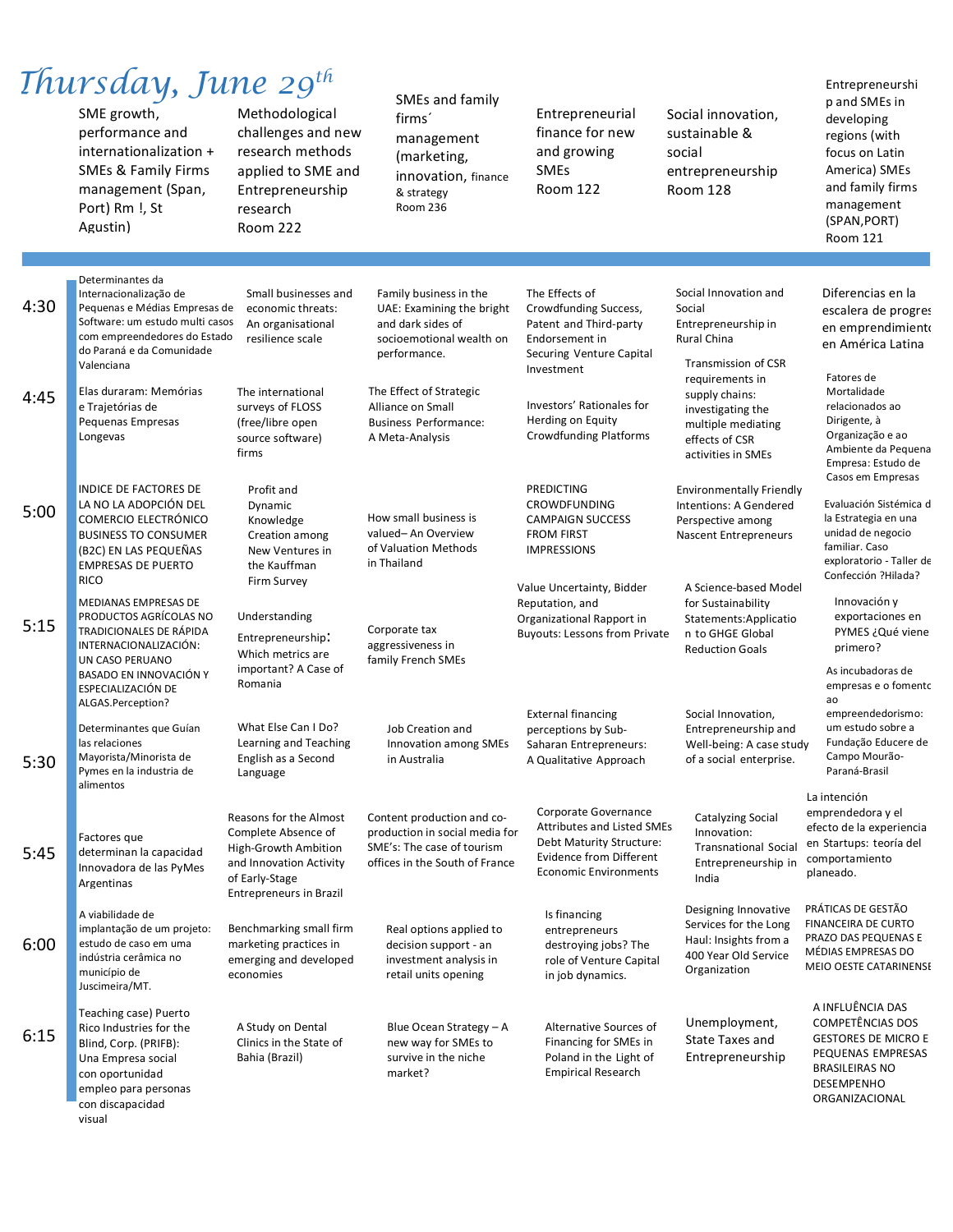# Thursday, June 29th

| | SME growth, performance and internationalization + SMEs & Family Firms management (Span, Port) Rm !, St Agustin) | Methodological challenges and new research methods applied to SME and Entrepreneurship research Room 222 | SMEs and family firms´ management (marketing, innovation, finance & strategy Room 236 | Entrepreneurial finance for new and growing SMEs Room 122 | Social innovation, sustainable & social entrepreneurship Room 128 | Entrepreneurship and SMEs in developing regions (with focus on Latin America) SMEs and family firms management (SPAN,PORT) Room 121 |
|---|---|---|---|---|---|---|
| 4:30 | Determinantes da Internacionalização de Pequenas e Médias Empresas de Software: um estudo multi casos com empreendedores do Estado do Paraná e da Comunidade Valenciana | Small businesses and economic threats: An organisational resilience scale | Family business in the UAE: Examining the bright and dark sides of socioemotional wealth on performance. | The Effects of Crowdfunding Success, Patent and Third-party Endorsement in Securing Venture Capital Investment | Social Innovation and Social Entrepreneurship in Rural China | Diferencias en la escalera de progres en emprendimiento en América Latina |
| 4:45 | Elas duraram: Memórias e Trajetórias de Pequenas Empresas Longevas | The international surveys of FLOSS (free/libre open source software) firms | The Effect of Strategic Alliance on Small Business Performance: A Meta-Analysis | Investors' Rationales for Herding on Equity Crowdfunding Platforms | Transmission of CSR requirements in supply chains: investigating the multiple mediating effects of CSR activities in SMEs | Fatores de Mortalidade relacionados ao Dirigente, à Organização e ao Ambiente da Pequena Empresa: Estudo de Casos em Empresas |
| 5:00 | INDICE DE FACTORES DE LA NO LA ADOPCIÓN DEL COMERCIO ELECTRÓNICO BUSINESS TO CONSUMER (B2C) EN LAS PEQUEÑAS EMPRESAS DE PUERTO RICO | Profit and Dynamic Knowledge Creation among New Ventures in the Kauffman Firm Survey | How small business is valued– An Overview of Valuation Methods in Thailand | PREDICTING CROWDFUNDING CAMPAIGN SUCCESS FROM FIRST IMPRESSIONS | Environmentally Friendly Intentions: A Gendered Perspective among Nascent Entrepreneurs | Evaluación Sistémica d la Estrategia en una unidad de negocio familiar. Caso exploratorio - Taller de Confección ?Hilada? |
| 5:15 | MEDIANAS EMPRESAS DE PRODUCTOS AGRÍCOLAS NO TRADICIONALES DE RÁPIDA INTERNACIONALIZACIÓN: UN CASO PERUANO BASADO EN INNOVACIÓN Y ESPECIALIZACIÓN DE ALGAS.Perception? | Understanding Entrepreneurship: Which metrics are important? A Case of Romania | Corporate tax aggressiveness in family French SMEs | Value Uncertainty, Bidder Reputation, and Organizational Rapport in Buyouts: Lessons from Private | A Science-based Model for Sustainability Statements:Application to GHGE Global Reduction Goals | Innovación y exportaciones en PYMES ¿Qué viene primero? |
| 5:30 | Determinantes que Guían las relaciones Mayorista/Minorista de Pymes en la industria de alimentos | What Else Can I Do? Learning and Teaching English as a Second Language | Job Creation and Innovation among SMEs in Australia | External financing perceptions by Sub-Saharan Entrepreneurs: A Qualitative Approach | Social Innovation, Entrepreneurship and Well-being: A case study of a social enterprise. | As incubadoras de empresas e o fomento ao empreendedorismo: um estudo sobre a Fundação Educere de Campo Mourão-Paraná-Brasil |
| 5:45 | Factores que determinan la capacidad Innovadora de las PyMes Argentinas | Reasons for the Almost Complete Absence of High-Growth Ambition and Innovation Activity of Early-Stage Entrepreneurs in Brazil | Content production and co-production in social media for SME's: The case of tourism offices in the South of France | Corporate Governance Attributes and Listed SMEs Debt Maturity Structure: Evidence from Different Economic Environments | Catalyzing Social Innovation: Transnational Social Entrepreneurship in India | La intención emprendedora y el efecto de la experiencia en Startups: teoría del comportamiento planeado. |
| 6:00 | A viabilidade de implantação de um projeto: estudo de caso em uma indústria cerâmica no município de Juscimeira/MT. | Benchmarking small firm marketing practices in emerging and developed economies | Real options applied to decision support - an investment analysis in retail units opening | Is financing entrepreneurs destroying jobs? The role of Venture Capital in job dynamics. | Designing Innovative Services for the Long Haul: Insights from a 400 Year Old Service Organization | PRÁTICAS DE GESTÃO FINANCEIRA DE CURTO PRAZO DAS PEQUENAS E MÉDIAS EMPRESAS DO MEIO OESTE CATARINENSE |
| 6:15 | Teaching case) Puerto Rico Industries for the Blind, Corp. (PRIFB): Una Empresa social con oportunidad empleo para personas con discapacidad visual | A Study on Dental Clinics in the State of Bahia (Brazil) | Blue Ocean Strategy – A new way for SMEs to survive in the niche market? | Alternative Sources of Financing for SMEs in Poland in the Light of Empirical Research | Unemployment, State Taxes and Entrepreneurship | A INFLUÊNCIA DAS COMPETÊNCIAS DOS GESTORES DE MICRO E PEQUENAS EMPRESAS BRASILEIRAS NO DESEMPENHO ORGANIZACIONAL |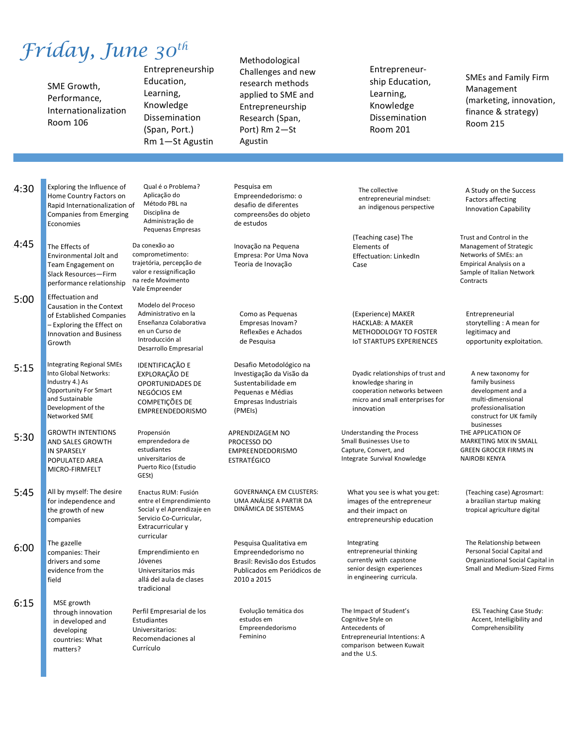# *Friday, June 30th*

| | SME Growth, Performance, Internationalization Room 106 | Entrepreneurship Education, Learning, Knowledge Dissemination (Span, Port.) Rm 1—St Agustin | Methodological Challenges and new research methods applied to SME and Entrepreneurship Research (Span, Port) Rm 2—St Agustin | Entrepreneur-ship Education, Learning, Knowledge Dissemination Room 201 | SMEs and Family Firm Management (marketing, innovation, finance & strategy) Room 215 |
|---|---|---|---|---|---|
| 4:30 | Exploring the Influence of Home Country Factors on Rapid Internationalization of Companies from Emerging Economies | Qual é o Problema? Aplicação do Método PBL na Disciplina de Administração de Pequenas Empresas | Pesquisa em Empreendedorismo: o desafio de diferentes compreensões do objeto de estudos | The collective entrepreneurial mindset: an indigenous perspective | A Study on the Success Factors affecting Innovation Capability |
| 4:45 | The Effects of Environmental Jolt and Team Engagement on Slack Resources—Firm performance relationship | Da conexão ao comprometimento: trajetória, percepção de valor e ressignificação na rede Movimento Vale Empreender | Inovação na Pequena Empresa: Por Uma Nova Teoria de Inovação | (Teaching case) The Elements of Effectuation: LinkedIn Case | Trust and Control in the Management of Strategic Networks of SMEs: an Empirical Analysis on a Sample of Italian Network Contracts |
| 5:00 | Effectuation and Causation in the Context of Established Companies – Exploring the Effect on Innovation and Business Growth | Modelo del Proceso Administrativo en la Enseñanza Colaborativa en un Curso de Introducción al Desarrollo Empresarial | Como as Pequenas Empresas Inovam? Reflexões e Achados de Pesquisa | (Experience) MAKER HACKLAB: A MAKER METHODOLOGY TO FOSTER IoT STARTUPS EXPERIENCES | Entrepreneurial storytelling : A mean for legitimacy and opportunity exploitation. |
| 5:15 | Integrating Regional SMEs Into Global Networks: Industry 4.) As Opportunity For Smart and Sustainable Development of the Networked SME | IDENTIFICAÇÃO E EXPLORAÇÃO DE OPORTUNIDADES DE NEGÓCIOS EM COMPETIÇÕES DE EMPREENDEDORISMO | Desafio Metodológico na Investigação da Visão da Sustentabilidade em Pequenas e Médias Empresas Industriais (PMEIs) | Dyadic relationships of trust and knowledge sharing in cooperation networks between micro and small enterprises for innovation | A new taxonomy for family business development and a multi-dimensional professionalisation construct for UK family businesses |
| 5:30 | GROWTH INTENTIONS AND SALES GROWTH IN SPARSELY POPULATED AREA MICRO-FIRMFELT | Propensión emprendedora de estudiantes universitarios de Puerto Rico (Estudio GESt) | APRENDIZAGEM NO PROCESSO DO EMPREENDEDORISMO ESTRATÉGICO | Understanding the Process Small Businesses Use to Capture, Convert, and Integrate Survival Knowledge | THE APPLICATION OF MARKETING MIX IN SMALL GREEN GROCER FIRMS IN NAIROBI KENYA |
| 5:45 | All by myself: The desire for independence and the growth of new companies | Enactus RUM: Fusión entre el Emprendimiento Social y el Aprendizaje en Servicio Co-Curricular, Extracurricular y curricular | GOVERNANÇA EM CLUSTERS: UMA ANÁLISE A PARTIR DA DINÂMICA DE SISTEMAS | What you see is what you get: images of the entrepreneur and their impact on entrepreneurship education | (Teaching case) Agrosmart: a brazilian startup making tropical agriculture digital |
| 6:00 | The gazelle companies: Their drivers and some evidence from the field | Emprendimiento en Jóvenes Universitarios más allá del aula de clases tradicional | Pesquisa Qualitativa em Empreendedorismo no Brasil: Revisão dos Estudos Publicados em Periódicos de 2010 a 2015 | Integrating entrepreneurial thinking currently with capstone senior design experiences in engineering curricula. | The Relationship between Personal Social Capital and Organizational Social Capital in Small and Medium-Sized Firms |
| 6:15 | MSE growth through innovation in developed and developing countries: What matters? | Perfil Empresarial de los Estudiantes Universitarios: Recomendaciones al Currículo | Evolução temática dos estudos em Empreendedorismo Feminino | The Impact of Student's Cognitive Style on Antecedents of Entrepreneurial Intentions: A comparison between Kuwait and the U.S. | ESL Teaching Case Study: Accent, Intelligibility and Comprehensibility |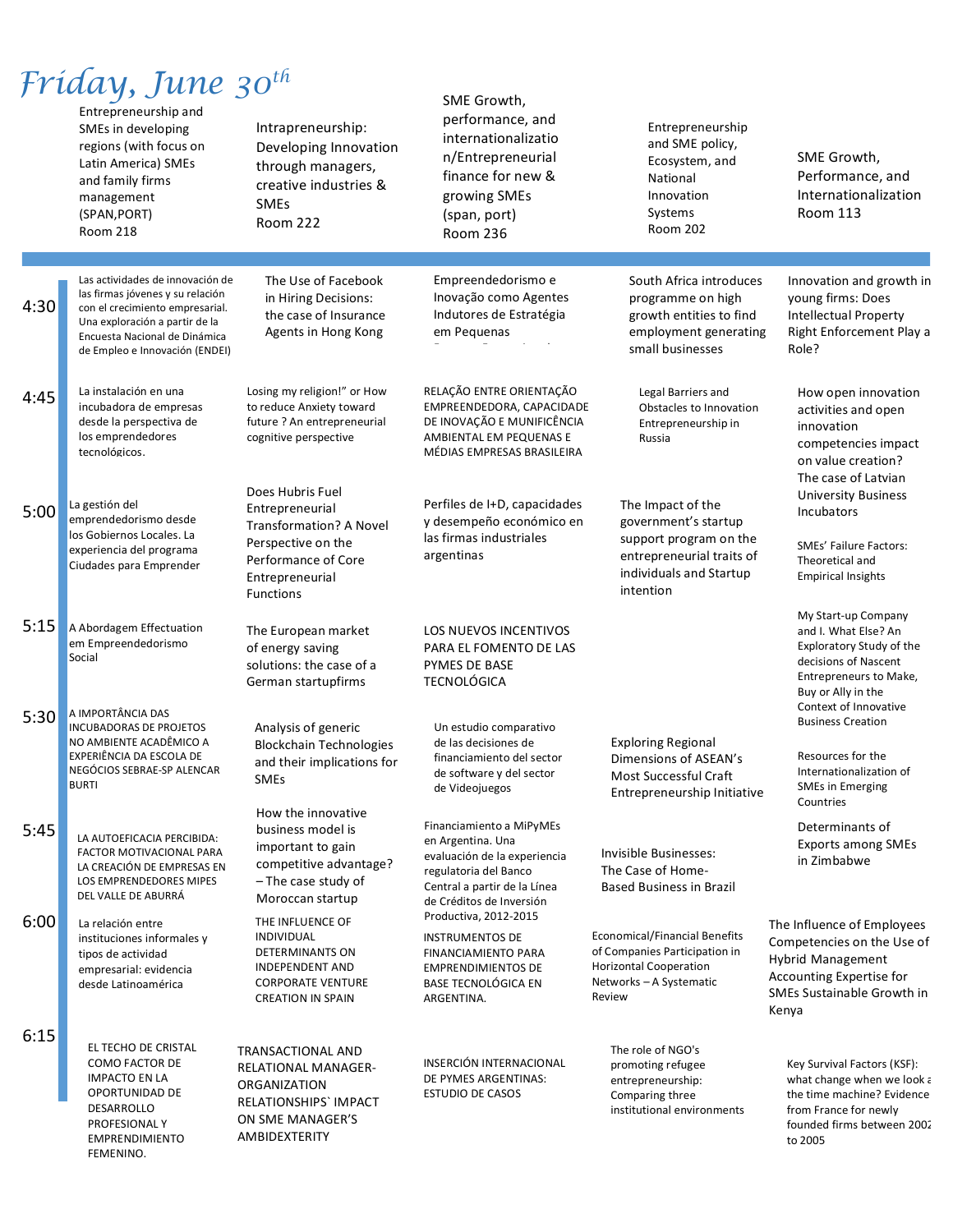# *Friday, June 30th*

| Time | Entrepreneurship and SMEs in developing regions (with focus on Latin America) SMEs and family firms management (SPAN,PORT) Room 218 | Intrapreneurship: Developing Innovation through managers, creative industries & SMEs Room 222 | SME Growth, performance, and internationalization/Entrepreneurial finance for new & growing SMEs (span, port) Room 236 | Entrepreneurship and SME policy, Ecosystem, and National Innovation Systems Room 202 | SME Growth, Performance, and Internationalization Room 113 |
|---|---|---|---|---|---|
| 4:30 | Las actividades de innovación de las firmas jóvenes y su relación con el crecimiento empresarial. Una exploración a partir de la Encuesta Nacional de Dinámica de Empleo e Innovación (ENDEI) | The Use of Facebook in Hiring Decisions: the case of Insurance Agents in Hong Kong | Empreendedorismo e Inovação como Agentes Indutores de Estratégia em Pequenas | South Africa introduces programme on high growth entities to find employment generating small businesses | Innovation and growth in young firms: Does Intellectual Property Right Enforcement Play a Role? |
| 4:45 | La instalación en una incubadora de empresas desde la perspectiva de los emprendedores tecnológicos. | Losing my religion!" or How to reduce Anxiety toward future ? An entrepreneurial cognitive perspective | RELAÇÃO ENTRE ORIENTAÇÃO EMPREENDEDORA, CAPACIDADE DE INOVAÇÃO E MUNIFICÊNCIA AMBIENTAL EM PEQUENAS E MÉDIAS EMPRESAS BRASILEIRA | Legal Barriers and Obstacles to Innovation Entrepreneurship in Russia | How open innovation activities and open innovation competencies impact on value creation? The case of Latvian University Business Incubators |
| 5:00 | La gestión del emprendedorismo desde los Gobiernos Locales. La experiencia del programa Ciudades para Emprender | Does Hubris Fuel Entrepreneurial Transformation? A Novel Perspective on the Performance of Core Entrepreneurial Functions | Perfiles de I+D, capacidades y desempeño económico en las firmas industriales argentinas | The Impact of the government's startup support program on the entrepreneurial traits of individuals and Startup intention | SMEs' Failure Factors: Theoretical and Empirical Insights |
| 5:15 | A Abordagem Effectuation em Empreendedorismo Social | The European market of energy saving solutions: the case of a German startupfirms | LOS NUEVOS INCENTIVOS PARA EL FOMENTO DE LAS PYMES DE BASE TECNOLÓGICA | | My Start-up Company and I. What Else? An Exploratory Study of the decisions of Nascent Entrepreneurs to Make, Buy or Ally in the Context of Innovative Business Creation |
| 5:30 | A IMPORTÂNCIA DAS INCUBADORAS DE PROJETOS NO AMBIENTE ACADÊMICO A EXPERIÊNCIA DA ESCOLA DE NEGÓCIOS SEBRAE-SP ALENCAR BURTI | Analysis of generic Blockchain Technologies and their implications for SMEs | Un estudio comparativo de las decisiones de financiamiento del sector de software y del sector de Videojuegos | Exploring Regional Dimensions of ASEAN's Most Successful Craft Entrepreneurship Initiative | Resources for the Internationalization of SMEs in Emerging Countries |
| 5:45 | LA AUTOEFICACIA PERCIBIDA: FACTOR MOTIVACIONAL PARA LA CREACIÓN DE EMPRESAS EN LOS EMPRENDEDORES MIPES DEL VALLE DE ABURRÁ | How the innovative business model is important to gain competitive advantage? – The case study of Moroccan startup | Financiamiento a MiPyMEs en Argentina. Una evaluación de la experiencia regulatoria del Banco Central a partir de la Línea de Créditos de Inversión Productiva, 2012-2015 | Invisible Businesses: The Case of Home-Based Business in Brazil | Determinants of Exports among SMEs in Zimbabwe |
| 6:00 | La relación entre instituciones informales y tipos de actividad empresarial: evidencia desde Latinoamérica | THE INFLUENCE OF INDIVIDUAL DETERMINANTS ON INDEPENDENT AND CORPORATE VENTURE CREATION IN SPAIN | INSTRUMENTOS DE FINANCIAMIENTO PARA EMPRENDIMIENTOS DE BASE TECNOLÓGICA EN ARGENTINA. | Economical/Financial Benefits of Companies Participation in Horizontal Cooperation Networks – A Systematic Review | The Influence of Employees Competencies on the Use of Hybrid Management Accounting Expertise for SMEs Sustainable Growth in Kenya |
| 6:15 | EL TECHO DE CRISTAL COMO FACTOR DE IMPACTO EN LA OPORTUNIDAD DE DESARROLLO PROFESIONAL Y EMPRENDIMIENTO FEMENINO. | TRANSACTIONAL AND RELATIONAL MANAGER-ORGANIZATION RELATIONSHIPS` IMPACT ON SME MANAGER'S AMBIDEXTERITY | INSERCIÓN INTERNACIONAL DE PYMES ARGENTINAS: ESTUDIO DE CASOS | The role of NGO's promoting refugee entrepreneurship: Comparing three institutional environments | Key Survival Factors (KSF): what change when we look a the time machine? Evidence from France for newly founded firms between 2002 to 2005 |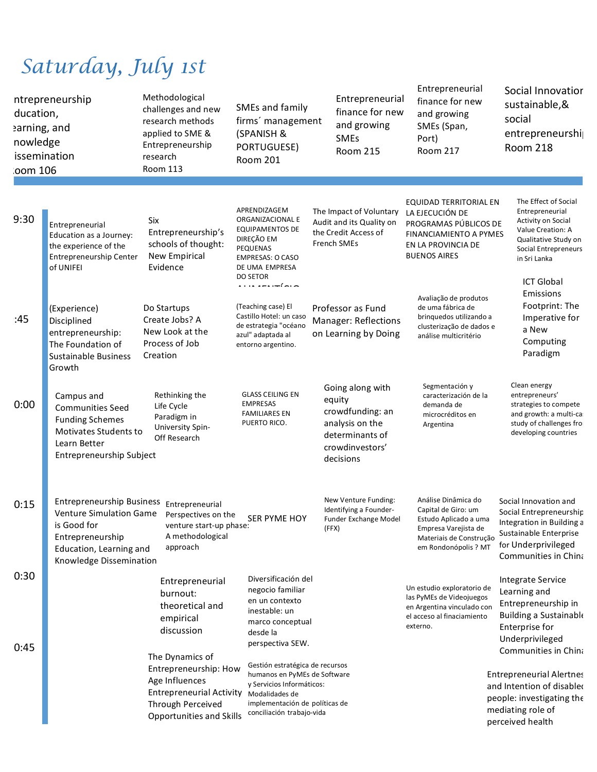# Saturday, July 1st

| | ntrepreneurship ducation, earning, and nowledge issemination oom 106 | Methodological challenges and new research methods applied to SME & Entrepreneurship research Room 113 | SMEs and family firms´ management (SPANISH & PORTUGUESE) Room 201 | Entrepreneurial finance for new and growing SMEs Room 215 | Entrepreneurial finance for new and growing SMEs (Span, Port) Room 217 | Social Innovatior sustainable,& social entrepreneurshi Room 218 |
|---|---|---|---|---|---|---|
| 9:30 | Entrepreneurial Education as a Journey: the experience of the Entrepreneurship Center of UNIFEI | Six Entrepreneurship's schools of thought: New Empirical Evidence | APRENDIZAGEM ORGANIZACIONAL E EQUIPAMENTOS DE DIREÇÃO EM PEQUENAS EMPRESAS: O CASO DE UMA EMPRESA DO SETOR ALIMENTÍCIO | The Impact of Voluntary Audit and its Quality on the Credit Access of French SMEs | EQUIDAD TERRITORIAL EN LA EJECUCIÓN DE PROGRAMAS PÚBLICOS DE FINANCIAMIENTO A PYMES EN LA PROVINCIA DE BUENOS AIRES | The Effect of Social Entrepreneurial Activity on Social Value Creation: A Qualitative Study on Social Entrepreneurs in Sri Lanka |
| :45 | (Experience) Disciplined entrepreneurship: The Foundation of Sustainable Business Growth | Do Startups Create Jobs? A New Look at the Process of Job Creation | (Teaching case) El Castillo Hotel: un caso de estrategia "océano azul" adaptada al entorno argentino. | Professor as Fund Manager: Reflections on Learning by Doing | Avaliação de produtos de uma fábrica de brinquedos utilizando a clusterização de dados e análise multicritério | ICT Global Emissions Footprint: The Imperative for a New Computing Paradigm |
| 0:00 | Campus and Communities Seed Funding Schemes Motivates Students to Learn Better Entrepreneurship Subject | Rethinking the Life Cycle Paradigm in University Spin-Off Research | GLASS CEILING EN EMPRESAS FAMILIARES EN PUERTO RICO. | Going along with equity crowdfunding: an analysis on the determinants of crowdinvestors' decisions | Segmentación y caracterización de la demanda de microcréditos en Argentina | Clean energy entrepreneurs' strategies to compete and growth: a multi-ca study of challenges fro developing countries |
| 0:15 | Entrepreneurship Business Venture Simulation Game is Good for Entrepreneurship Education, Learning and Knowledge Dissemination | Entrepreneurial Perspectives on the venture start-up phase: A methodological approach | SER PYME HOY | New Venture Funding: Identifying a Founder-Funder Exchange Model (FFX) | Análise Dinâmica do Capital de Giro: um Estudo Aplicado a uma Empresa Varejista de Materiais de Construção em Rondonópolis ? MT | Social Innovation and Social Entrepreneurship Integration in Building a Sustainable Enterprise for Underprivileged Communities in China |
| 0:30 | | Entrepreneurial burnout: theoretical and empirical discussion | Diversificación del negocio familiar en un contexto inestable: un marco conceptual desde la perspectiva SEW. | | Un estudio exploratorio de las PyMEs de Videojuegos en Argentina vinculado con el acceso al finaciamiento externo. | Integrate Service Learning and Entrepreneurship in Building a Sustainable Enterprise for Underprivileged Communities in China |
| 0:45 | | The Dynamics of Entrepreneurship: How Age Influences Entrepreneurial Activity Through Perceived Opportunities and Skills | Gestión estratégica de recursos humanos en PyMEs de Software y Servicios Informáticos: Modalidades de implementación de políticas de conciliación trabajo-vida | | | Entrepreneurial Alertnes and Intention of disablec people: investigating the mediating role of perceived health |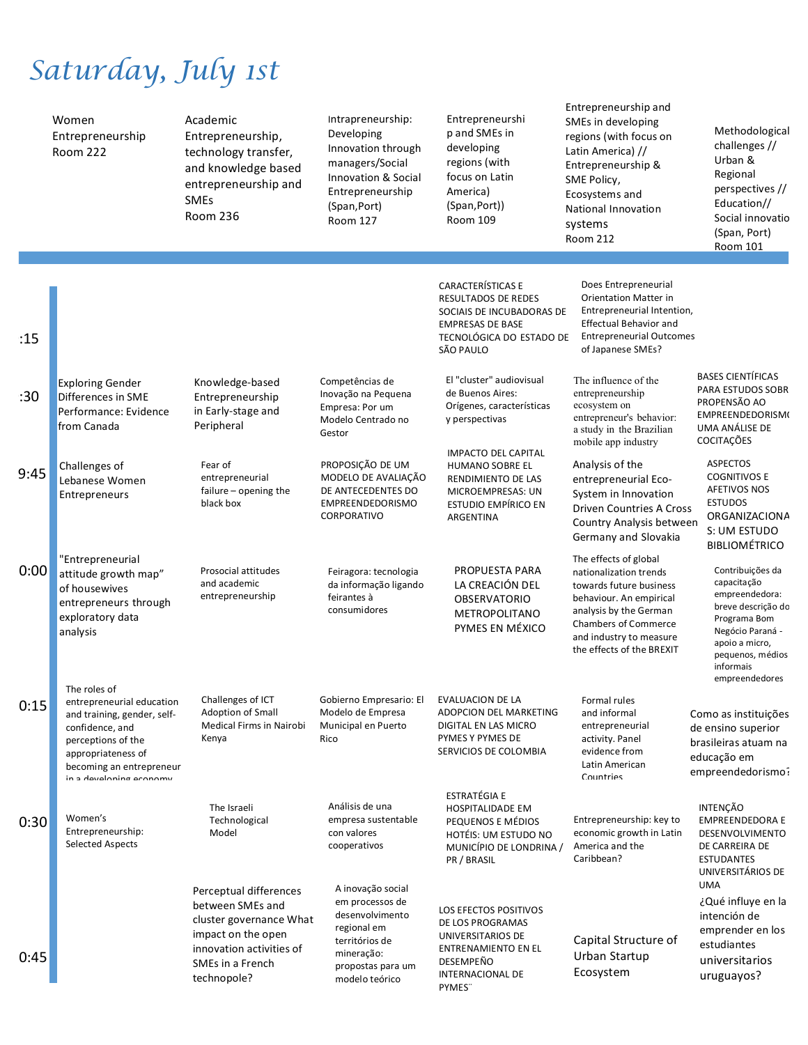# Saturday, July 1st

| | Women Entrepreneurship Room 222 | Academic Entrepreneurship, technology transfer, and knowledge based entrepreneurship and SMEs Room 236 | Intrapreneurship: Developing Innovation through managers/Social Innovation & Social Entrepreneurship (Span,Port) Room 127 | Entrepreneurship and SMEs in developing regions (with focus on Latin America) (Span,Port)) Room 109 | Entrepreneurship and SMEs in developing regions (with focus on Latin America) // Entrepreneurship & SME Policy, Ecosystems and National Innovation systems Room 212 | Methodological challenges // Urban & Regional perspectives // Education// Social innovatio (Span, Port) Room 101 |
|---|---|---|---|---|---|---|
| :15 | | | | CARACTERÍSTICAS E RESULTADOS DE REDES SOCIAIS DE INCUBADORAS DE EMPRESAS DE BASE TECNOLÓGICA DO ESTADO DE SÃO PAULO | Does Entrepreneurial Orientation Matter in Entrepreneurial Intention, Effectual Behavior and Entrepreneurial Outcomes of Japanese SMEs? | |
| :30 | Exploring Gender Differences in SME Performance: Evidence from Canada | Knowledge-based Entrepreneurship in Early-stage and Peripheral | Competências de Inovação na Pequena Empresa: Por um Modelo Centrado no Gestor | El "cluster" audiovisual de Buenos Aires: Orígenes, características y perspectivas | The influence of the entrepreneurship ecosystem on entrepreneur's behavior: a study in the Brazilian mobile app industry | BASES CIENTÍFICAS PARA ESTUDOS SOBR PROPENSÃO AO EMPREENDEDORISM( UMA ANÁLISE DE COCITAÇÕES |
| 9:45 | Challenges of Lebanese Women Entrepreneurs | Fear of entrepreneurial failure – opening the black box | PROPOSIÇÃO DE UM MODELO DE AVALIAÇÃO DE ANTECEDENTES DO EMPREENDEDORISMO CORPORATIVO | IMPACTO DEL CAPITAL HUMANO SOBRE EL RENDIMIENTO DE LAS MICROEMPRESAS: UN ESTUDIO EMPÍRICO EN ARGENTINA | Analysis of the entrepreneurial Eco-System in Innovation Driven Countries A Cross Country Analysis between Germany and Slovakia | ASPECTOS COGNITIVOS E AFETIVOS NOS ESTUDOS ORGANIZACIONA S: UM ESTUDO BIBLIOMÉTRICO |
| 0:00 | "Entrepreneurial attitude growth map" of housewives entrepreneurs through exploratory data analysis | Prosocial attitudes and academic entrepreneurship | Feiragora: tecnologia da informação ligando feirantes à consumidores | PROPUESTA PARA LA CREACIÓN DEL OBSERVATORIO METROPOLITANO PYMES EN MÉXICO | The effects of global nationalization trends towards future business behaviour. An empirical analysis by the German Chambers of Commerce and industry to measure the effects of the BREXIT | Contribuições da capacitação empreendedora: breve descrição do Programa Bom Negócio Paraná - apoio a micro, pequenos, médios informais empreendedores |
| 0:15 | The roles of entrepreneurial education and training, gender, self-confidence, and perceptions of the appropriateness of becoming an entrepreneur in a developing economy | Challenges of ICT Adoption of Small Medical Firms in Nairobi Kenya | Gobierno Empresario: El Modelo de Empresa Municipal en Puerto Rico | EVALUACION DE LA ADOPCION DEL MARKETING DIGITAL EN LAS MICRO PYMES Y PYMES DE SERVICIOS DE COLOMBIA | Formal rules and informal entrepreneurial activity. Panel evidence from Latin American Countries | Como as instituições de ensino superior brasileiras atuam na educação em empreendedorismo? |
| 0:30 | Women's Entrepreneurship: Selected Aspects | The Israeli Technological Model | Análisis de una empresa sustentable con valores cooperativos | ESTRATÉGIA E HOSPITALIDADE EM PEQUENOS E MÉDIOS HOTÉIS: UM ESTUDO NO MUNICÍPIO DE LONDRINA / PR / BRASIL | Entrepreneurship: key to economic growth in Latin America and the Caribbean? | INTENÇÃO EMPREENDEDORA E DESENVOLVIMENTO DE CARREIRA DE ESTUDANTES UNIVERSITÁRIOS DE UMA |
| 0:45 | | Perceptual differences between SMEs and cluster governance What impact on the open innovation activities of SMEs in a French technopole? | A inovação social em processos de desenvolvimento regional em territórios de mineração: propostas para um modelo teórico | LOS EFECTOS POSITIVOS DE LOS PROGRAMAS UNIVERSITARIOS DE ENTRENAMIENTO EN EL DESEMPEÑO INTERNACIONAL DE PYMES¨ | Capital Structure of Urban Startup Ecosystem | ¿Qué influye en la intención de emprender en los estudiantes universitarios uruguayos? |